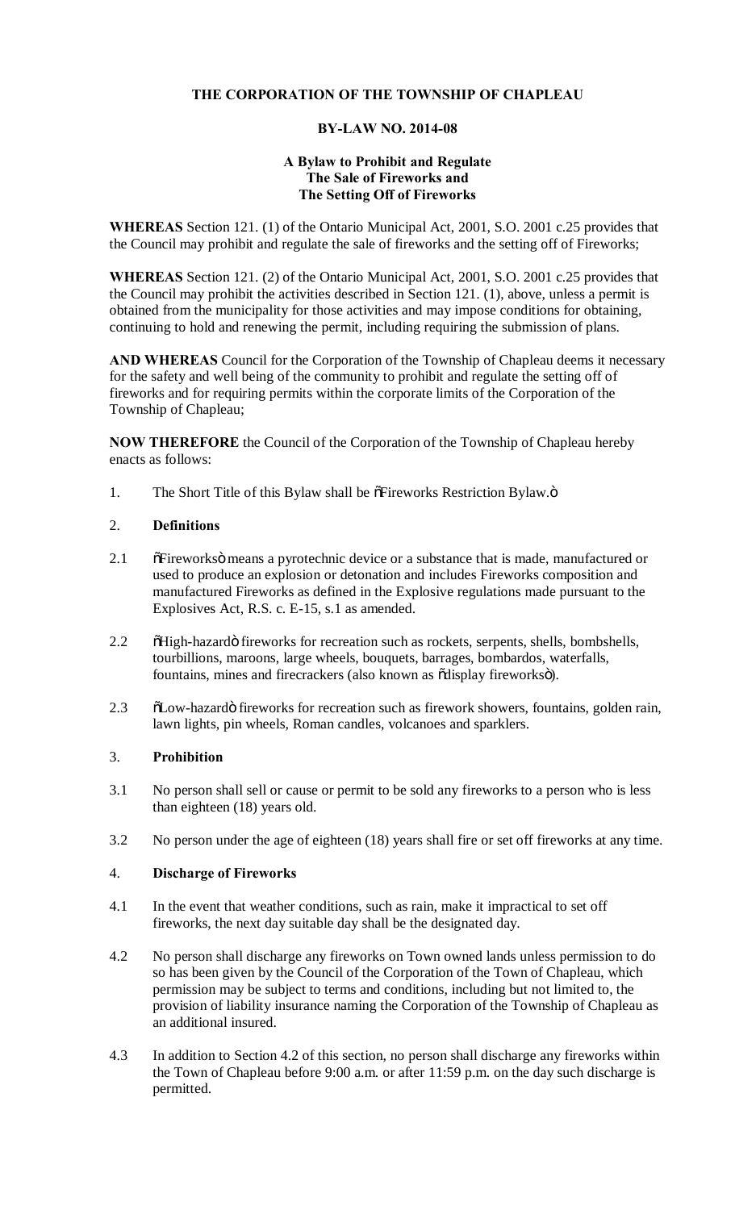**THE CORPORATION OF THE TOWNSHIP OF CHAPLEAU**

**BY-LAW NO. 2014-08**

**A Bylaw to Prohibit and Regulate**
**The Sale of Fireworks and**
**The Setting Off of Fireworks**

**WHEREAS** Section 121. (1) of the Ontario Municipal Act, 2001, S.O. 2001 c.25 provides that the Council may prohibit and regulate the sale of fireworks and the setting off of Fireworks;

**WHEREAS** Section 121. (2) of the Ontario Municipal Act, 2001, S.O. 2001 c.25 provides that the Council may prohibit the activities described in Section 121. (1), above, unless a permit is obtained from the municipality for those activities and may impose conditions for obtaining, continuing to hold and renewing the permit, including requiring the submission of plans.

**AND WHEREAS** Council for the Corporation of the Township of Chapleau deems it necessary for the safety and well being of the community to prohibit and regulate the setting off of fireworks and for requiring permits within the corporate limits of the Corporation of the Township of Chapleau;

**NOW THEREFORE** the Council of the Corporation of the Township of Chapleau hereby enacts as follows:

1. The Short Title of this Bylaw shall be "Fireworks Restriction Bylaw."

2. **Definitions**

2.1 "Fireworks" means a pyrotechnic device or a substance that is made, manufactured or used to produce an explosion or detonation and includes Fireworks composition and manufactured Fireworks as defined in the Explosive regulations made pursuant to the Explosives Act, R.S. c. E-15, s.1 as amended.

2.2 "High-hazard" fireworks for recreation such as rockets, serpents, shells, bombshells, tourbillions, maroons, large wheels, bouquets, barrages, bombardos, waterfalls, fountains, mines and firecrackers (also known as "display fireworks").

2.3 "Low-hazard" fireworks for recreation such as firework showers, fountains, golden rain, lawn lights, pin wheels, Roman candles, volcanoes and sparklers.

3. **Prohibition**

3.1 No person shall sell or cause or permit to be sold any fireworks to a person who is less than eighteen (18) years old.

3.2 No person under the age of eighteen (18) years shall fire or set off fireworks at any time.

4. **Discharge of Fireworks**

4.1 In the event that weather conditions, such as rain, make it impractical to set off fireworks, the next day suitable day shall be the designated day.

4.2 No person shall discharge any fireworks on Town owned lands unless permission to do so has been given by the Council of the Corporation of the Town of Chapleau, which permission may be subject to terms and conditions, including but not limited to, the provision of liability insurance naming the Corporation of the Township of Chapleau as an additional insured.

4.3 In addition to Section 4.2 of this section, no person shall discharge any fireworks within the Town of Chapleau before 9:00 a.m. or after 11:59 p.m. on the day such discharge is permitted.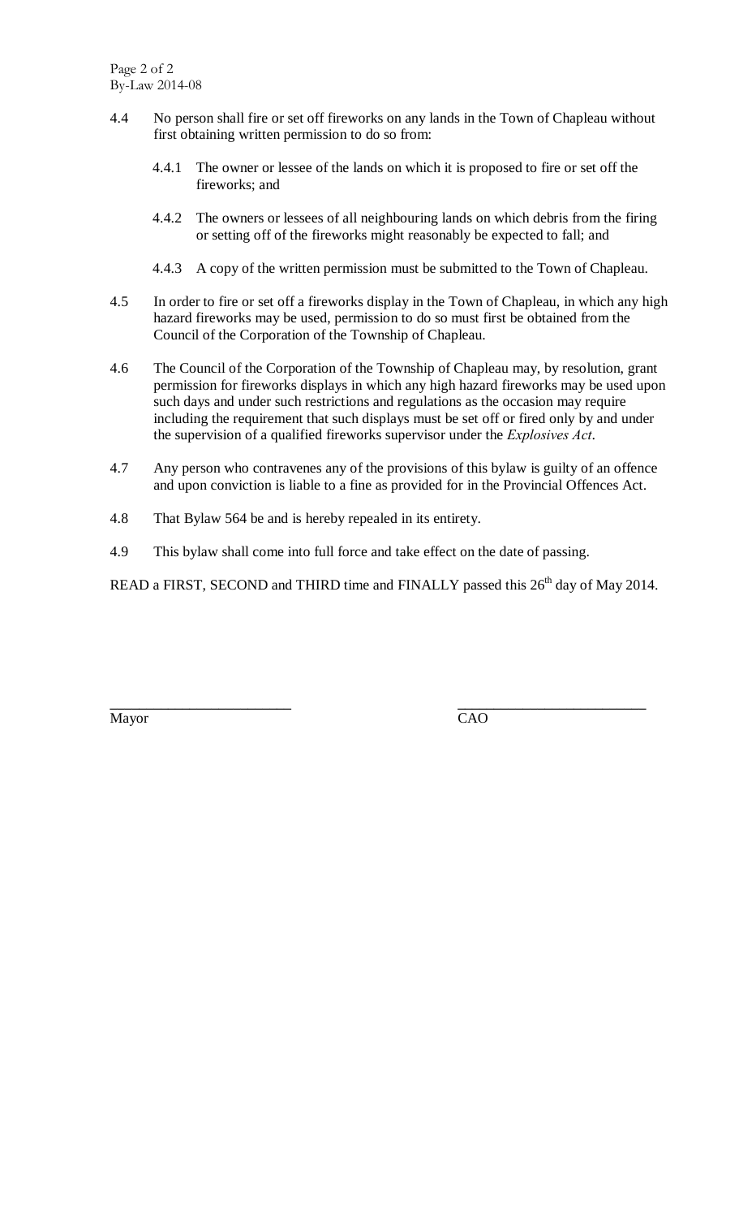4.4 No person shall fire or set off fireworks on any lands in the Town of Chapleau without first obtaining written permission to do so from:

   4.4.1 The owner or lessee of the lands on which it is proposed to fire or set off the fireworks; and

   4.4.2 The owners or lessees of all neighbouring lands on which debris from the firing or setting off of the fireworks might reasonably be expected to fall; and

   4.4.3 A copy of the written permission must be submitted to the Town of Chapleau.

4.5 In order to fire or set off a fireworks display in the Town of Chapleau, in which any high hazard fireworks may be used, permission to do so must first be obtained from the Council of the Corporation of the Township of Chapleau.

4.6 The Council of the Corporation of the Township of Chapleau may, by resolution, grant permission for fireworks displays in which any high hazard fireworks may be used upon such days and under such restrictions and regulations as the occasion may require including the requirement that such displays must be set off or fired only by and under the supervision of a qualified fireworks supervisor under the *Explosives Act*.

4.7 Any person who contravenes any of the provisions of this bylaw is guilty of an offence and upon conviction is liable to a fine as provided for in the Provincial Offences Act.

4.8 That Bylaw 564 be and is hereby repealed in its entirety.

4.9 This bylaw shall come into full force and take effect on the date of passing.

READ a FIRST, SECOND and THIRD time and FINALLY passed this 26th day of May 2014.

\_\_\_\_\_\_\_\_\_\_\_\_\_\_\_\_\_\_\_\_\_\_\_\_\_
Mayor

\_\_\_\_\_\_\_\_\_\_\_\_\_\_\_\_\_\_\_\_\_\_\_\_\_
CAO